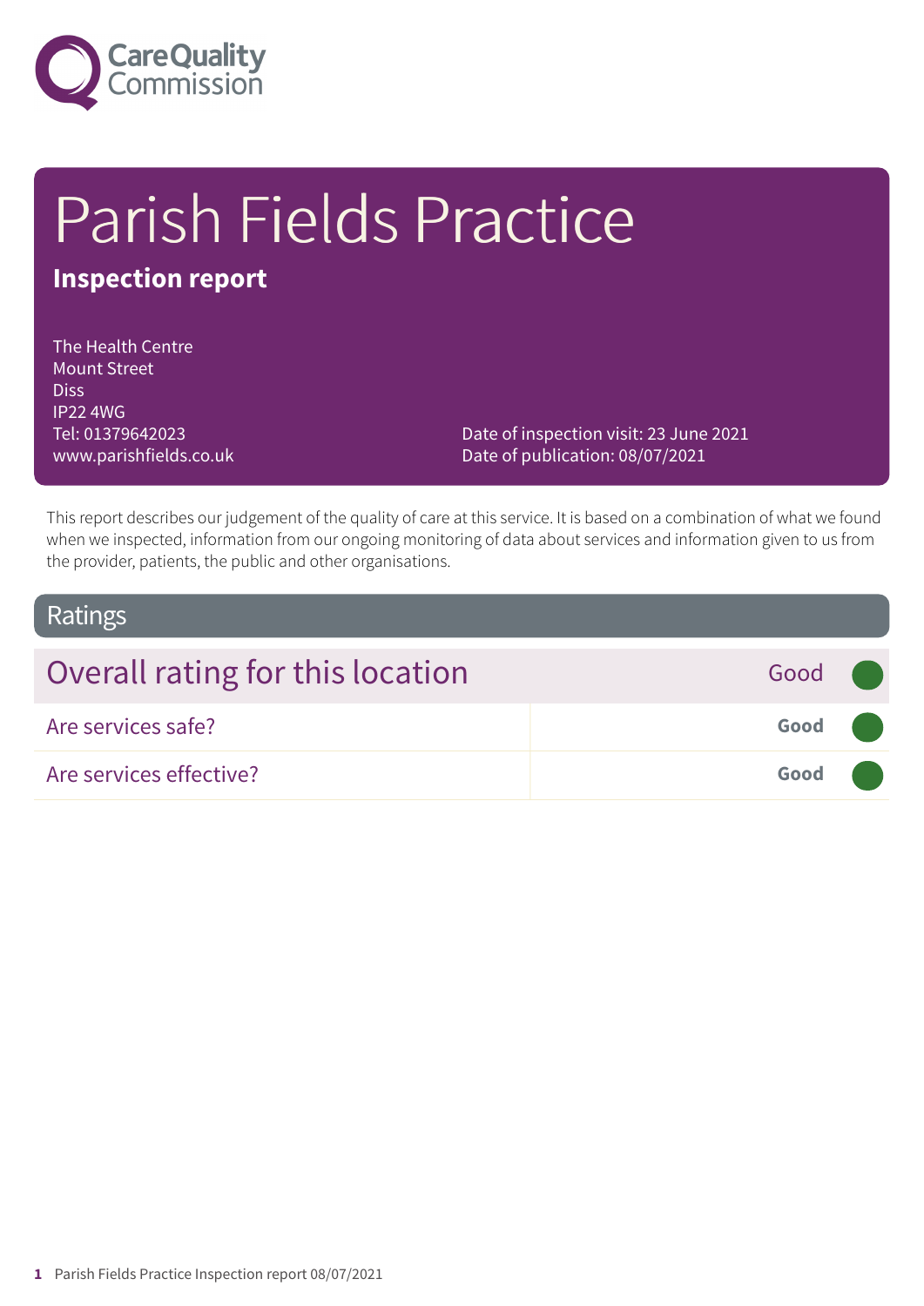# Parish Fields Practice

**Inspection report**

The Health Centre
Mount Street
Diss
IP22 4WG
Tel: 01379642023
www.parishfields.co.uk

Date of inspection visit: 23 June 2021
Date of publication: 08/07/2021

This report describes our judgement of the quality of care at this service. It is based on a combination of what we found when we inspected, information from our ongoing monitoring of data about services and information given to us from the provider, patients, the public and other organisations.

## Ratings

| Overall rating for this location | Good |
| --- | --- |
| Are services safe? | **Good** |
| Are services effective? | **Good** |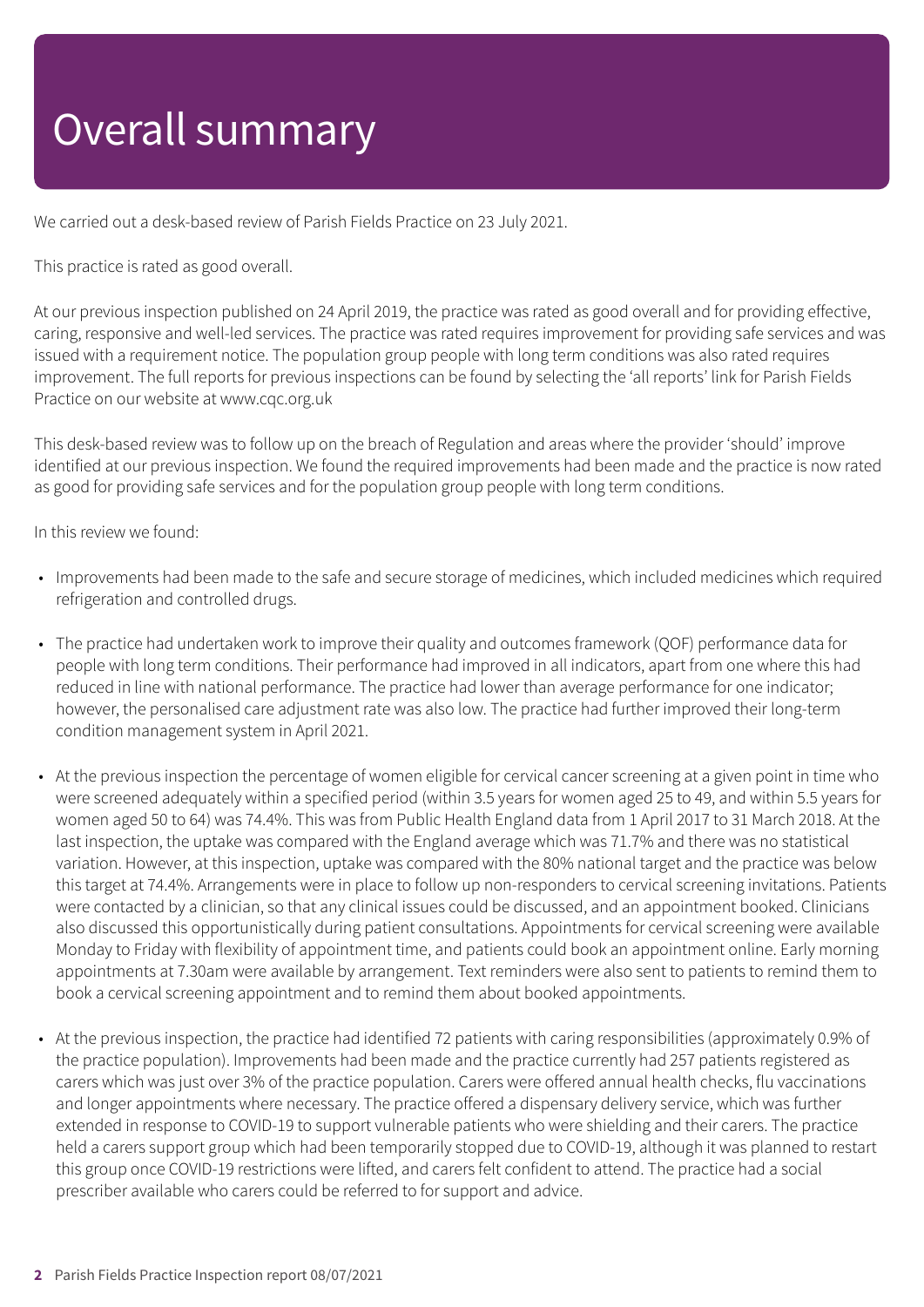# Overall summary

We carried out a desk-based review of Parish Fields Practice on 23 July 2021.

This practice is rated as good overall.

At our previous inspection published on 24 April 2019, the practice was rated as good overall and for providing effective, caring, responsive and well-led services. The practice was rated requires improvement for providing safe services and was issued with a requirement notice. The population group people with long term conditions was also rated requires improvement. The full reports for previous inspections can be found by selecting the 'all reports' link for Parish Fields Practice on our website at www.cqc.org.uk

This desk-based review was to follow up on the breach of Regulation and areas where the provider 'should' improve identified at our previous inspection. We found the required improvements had been made and the practice is now rated as good for providing safe services and for the population group people with long term conditions.

In this review we found:

- Improvements had been made to the safe and secure storage of medicines, which included medicines which required refrigeration and controlled drugs.
- The practice had undertaken work to improve their quality and outcomes framework (QOF) performance data for people with long term conditions. Their performance had improved in all indicators, apart from one where this had reduced in line with national performance. The practice had lower than average performance for one indicator; however, the personalised care adjustment rate was also low. The practice had further improved their long-term condition management system in April 2021.
- At the previous inspection the percentage of women eligible for cervical cancer screening at a given point in time who were screened adequately within a specified period (within 3.5 years for women aged 25 to 49, and within 5.5 years for women aged 50 to 64) was 74.4%. This was from Public Health England data from 1 April 2017 to 31 March 2018. At the last inspection, the uptake was compared with the England average which was 71.7% and there was no statistical variation. However, at this inspection, uptake was compared with the 80% national target and the practice was below this target at 74.4%. Arrangements were in place to follow up non-responders to cervical screening invitations. Patients were contacted by a clinician, so that any clinical issues could be discussed, and an appointment booked. Clinicians also discussed this opportunistically during patient consultations. Appointments for cervical screening were available Monday to Friday with flexibility of appointment time, and patients could book an appointment online. Early morning appointments at 7.30am were available by arrangement. Text reminders were also sent to patients to remind them to book a cervical screening appointment and to remind them about booked appointments.
- At the previous inspection, the practice had identified 72 patients with caring responsibilities (approximately 0.9% of the practice population). Improvements had been made and the practice currently had 257 patients registered as carers which was just over 3% of the practice population. Carers were offered annual health checks, flu vaccinations and longer appointments where necessary. The practice offered a dispensary delivery service, which was further extended in response to COVID-19 to support vulnerable patients who were shielding and their carers. The practice held a carers support group which had been temporarily stopped due to COVID-19, although it was planned to restart this group once COVID-19 restrictions were lifted, and carers felt confident to attend. The practice had a social prescriber available who carers could be referred to for support and advice.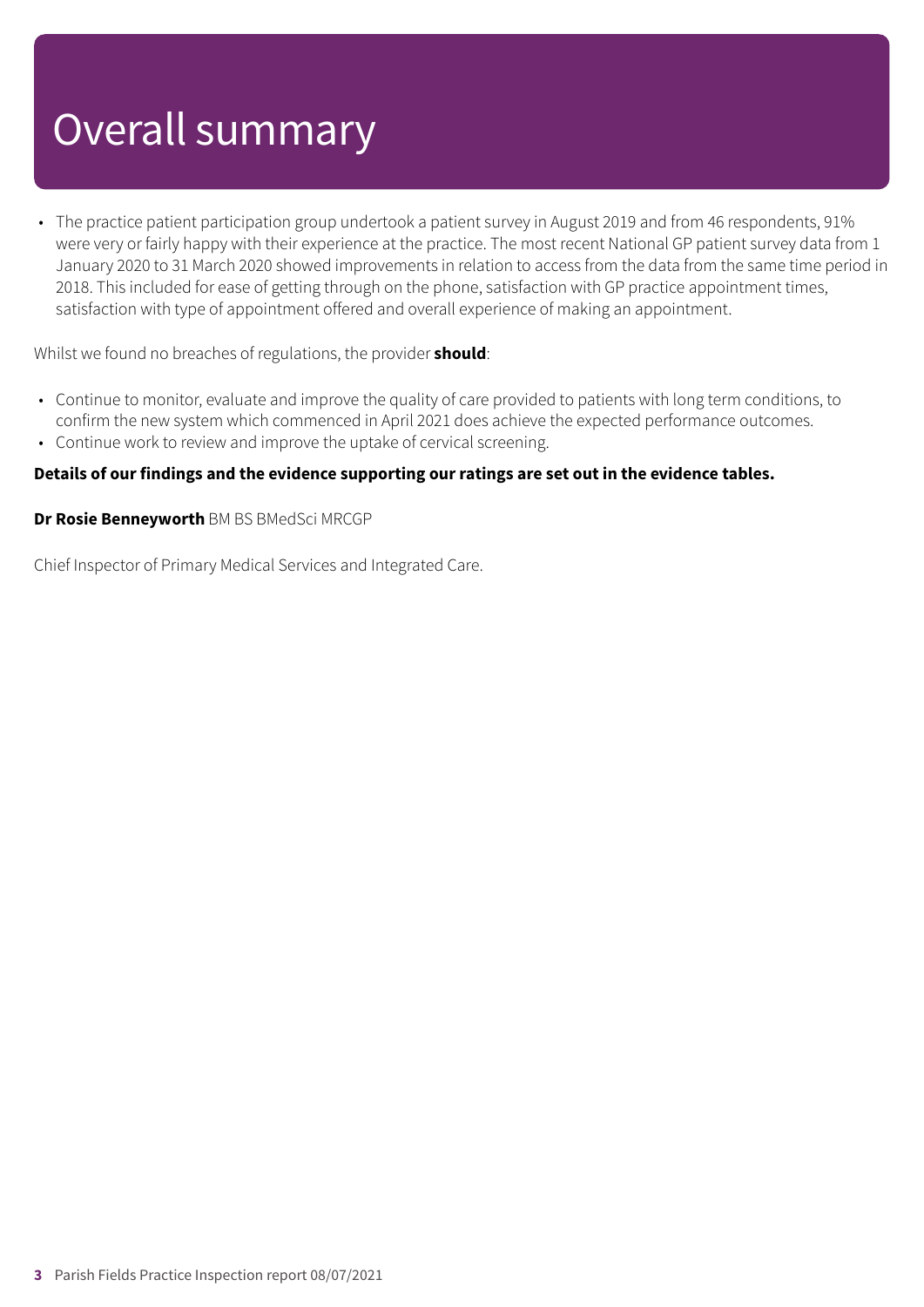# Overall summary

- The practice patient participation group undertook a patient survey in August 2019 and from 46 respondents, 91% were very or fairly happy with their experience at the practice. The most recent National GP patient survey data from 1 January 2020 to 31 March 2020 showed improvements in relation to access from the data from the same time period in 2018. This included for ease of getting through on the phone, satisfaction with GP practice appointment times, satisfaction with type of appointment offered and overall experience of making an appointment.

Whilst we found no breaches of regulations, the provider **should**:

- Continue to monitor, evaluate and improve the quality of care provided to patients with long term conditions, to confirm the new system which commenced in April 2021 does achieve the expected performance outcomes.
- Continue work to review and improve the uptake of cervical screening.

**Details of our findings and the evidence supporting our ratings are set out in the evidence tables.**

**Dr Rosie Benneyworth** BM BS BMedSci MRCGP

Chief Inspector of Primary Medical Services and Integrated Care.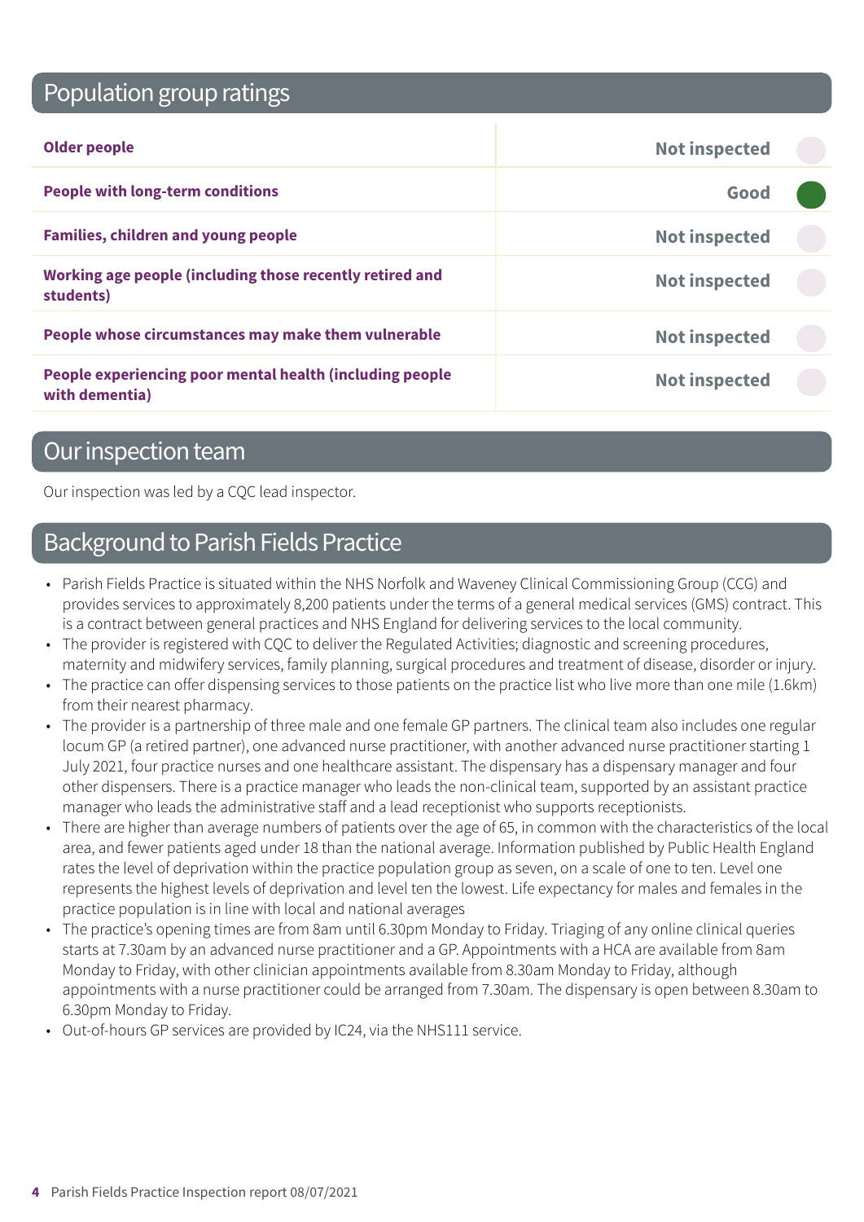## Population group ratings

| | |
|---|---|
| **Older people** | Not inspected |
| **People with long-term conditions** | Good |
| **Families, children and young people** | Not inspected |
| **Working age people (including those recently retired and students)** | Not inspected |
| **People whose circumstances may make them vulnerable** | Not inspected |
| **People experiencing poor mental health (including people with dementia)** | Not inspected |

## Our inspection team

Our inspection was led by a CQC lead inspector.

## Background to Parish Fields Practice

- Parish Fields Practice is situated within the NHS Norfolk and Waveney Clinical Commissioning Group (CCG) and provides services to approximately 8,200 patients under the terms of a general medical services (GMS) contract. This is a contract between general practices and NHS England for delivering services to the local community.
- The provider is registered with CQC to deliver the Regulated Activities; diagnostic and screening procedures, maternity and midwifery services, family planning, surgical procedures and treatment of disease, disorder or injury.
- The practice can offer dispensing services to those patients on the practice list who live more than one mile (1.6km) from their nearest pharmacy.
- The provider is a partnership of three male and one female GP partners. The clinical team also includes one regular locum GP (a retired partner), one advanced nurse practitioner, with another advanced nurse practitioner starting 1 July 2021, four practice nurses and one healthcare assistant. The dispensary has a dispensary manager and four other dispensers. There is a practice manager who leads the non-clinical team, supported by an assistant practice manager who leads the administrative staff and a lead receptionist who supports receptionists.
- There are higher than average numbers of patients over the age of 65, in common with the characteristics of the local area, and fewer patients aged under 18 than the national average. Information published by Public Health England rates the level of deprivation within the practice population group as seven, on a scale of one to ten. Level one represents the highest levels of deprivation and level ten the lowest. Life expectancy for males and females in the practice population is in line with local and national averages
- The practice's opening times are from 8am until 6.30pm Monday to Friday. Triaging of any online clinical queries starts at 7.30am by an advanced nurse practitioner and a GP. Appointments with a HCA are available from 8am Monday to Friday, with other clinician appointments available from 8.30am Monday to Friday, although appointments with a nurse practitioner could be arranged from 7.30am. The dispensary is open between 8.30am to 6.30pm Monday to Friday.
- Out-of-hours GP services are provided by IC24, via the NHS111 service.